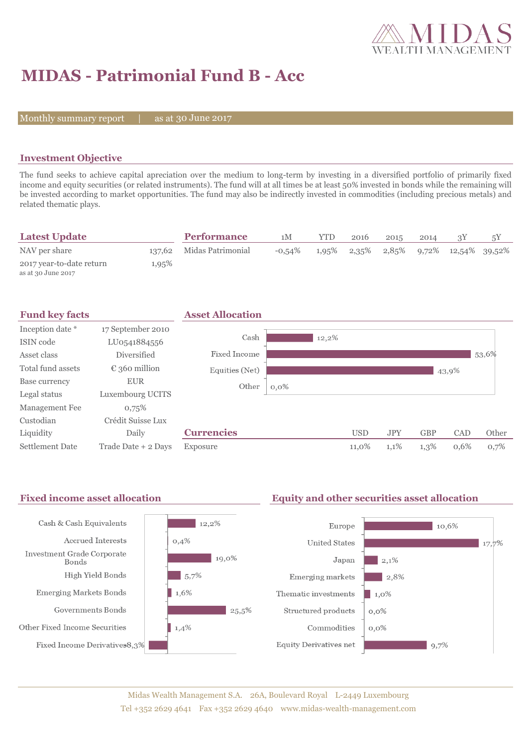# MIDAS - Patrimonial Fund B - Acc

Monthly summary report | as at 30 June 2017

## Investment Objective

The fund seeks to achieve capital apreciation over the medium to long-term by investing in a diversified portfolio of primarily fixed income and equity securities (or related instruments). The fund will at all times be at least 50% invested in bonds while the remaining will be invested according to market opportunities. The fund may also be indirectly invested in commodities (including precious metals) and related thematic plays.

## Latest Update

| | |
|---|---|
| NAV per share | 137,62 |
| 2017 year-to-date return<br>as at 30 June 2017 | 1,95% |

## Performance

| | 1M | YTD | 2016 | 2015 | 2014 | 3Y | 5Y |
|---|---|---|---|---|---|---|---|
| Midas Patrimonial | -0,54% | 1,95% | 2,35% | 2,85% | 9,72% | 12,54% | 39,52% |

## Fund key facts

| | |
|---|---|
| Inception date * | 17 September 2010 |
| ISIN code | LU0541884556 |
| Asset class | Diversified |
| Total fund assets | € 360 million |
| Base currency | EUR |
| Legal status | Luxembourg UCITS |
| Management Fee | 0,75% |
| Custodian | Crédit Suisse Lux |
| Liquidity | Daily |
| Settlement Date | Trade Date + 2 Days |

## Asset Allocation

| | |
|---|---|
| Cash | 12,2% |
| Fixed Income | 53,6% |
| Equities (Net) | 43,9% |
| Other | 0,0% |

## Currencies

| | USD | JPY | GBP | CAD | Other |
|---|---|---|---|---|---|
| Exposure | 11,0% | 1,1% | 1,3% | 0,6% | 0,7% |

## Fixed income asset allocation

| | |
|---|---|
| Cash & Cash Equivalents | 12,2% |
| Accrued Interests | 0,4% |
| Investment Grade Corporate Bonds | 19,0% |
| High Yield Bonds | 5,7% |
| Emerging Markets Bonds | 1,6% |
| Governments Bonds | 25,5% |
| Other Fixed Income Securities | 1,4% |
| Fixed Income Derivatives | -8,3% |

## Equity and other securities asset allocation

| | |
|---|---|
| Europe | 10,6% |
| United States | 17,7% |
| Japan | 2,1% |
| Emerging markets | 2,8% |
| Thematic investments | 1,0% |
| Structured products | 0,0% |
| Commodities | 0,0% |
| Equity Derivatives net | 9,7% |

Midas Wealth Management S.A. 26A, Boulevard Royal L-2449 Luxembourg
Tel +352 2629 4641 Fax +352 2629 4640 www.midas-wealth-management.com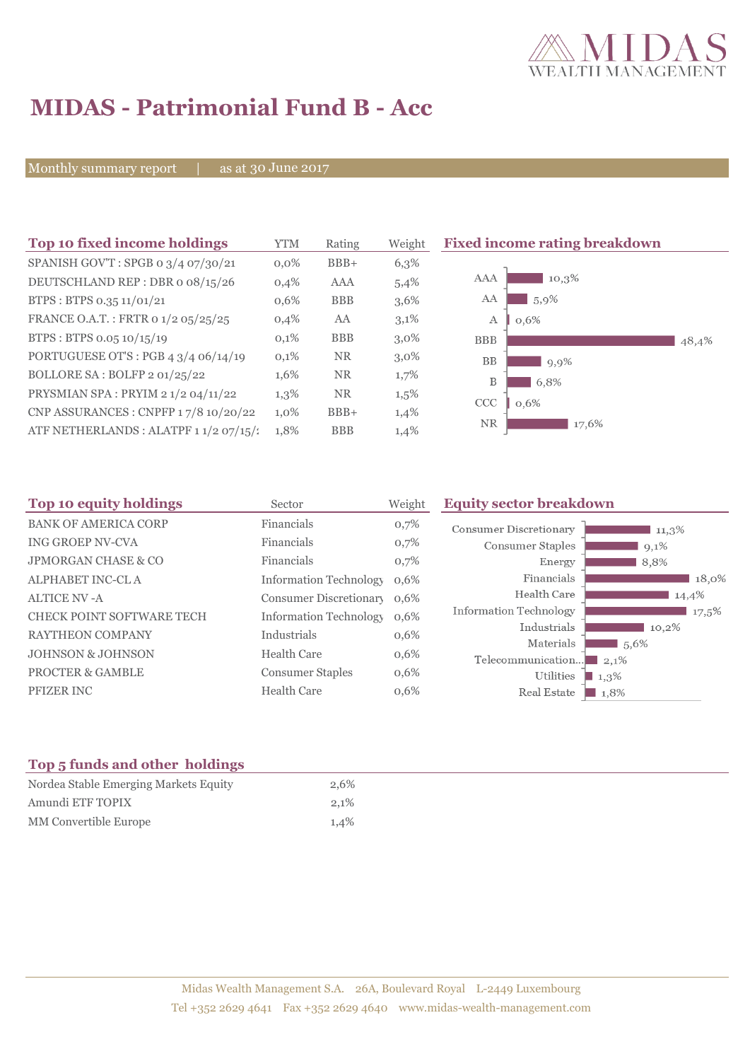# MIDAS - Patrimonial Fund B - Acc

Monthly summary report | as at 30 June 2017

## Top 10 fixed income holdings

| Top 10 fixed income holdings | YTM | Rating | Weight |
|---|---|---|---|
| SPANISH GOV'T : SPGB 0 3/4 07/30/21 | 0,0% | BBB+ | 6,3% |
| DEUTSCHLAND REP : DBR 0 08/15/26 | 0,4% | AAA | 5,4% |
| BTPS : BTPS 0.35 11/01/21 | 0,6% | BBB | 3,6% |
| FRANCE O.A.T. : FRTR 0 1/2 05/25/25 | 0,4% | AA | 3,1% |
| BTPS : BTPS 0.05 10/15/19 | 0,1% | BBB | 3,0% |
| PORTUGUESE OT'S : PGB 4 3/4 06/14/19 | 0,1% | NR | 3,0% |
| BOLLORE SA : BOLFP 2 01/25/22 | 1,6% | NR | 1,7% |
| PRYSMIAN SPA : PRYIM 2 1/2 04/11/22 | 1,3% | NR | 1,5% |
| CNP ASSURANCES : CNPFP 1 7/8 10/20/22 | 1,0% | BBB+ | 1,4% |
| ATF NETHERLANDS : ALATPF 1 1/2 07/15/2 | 1,8% | BBB | 1,4% |

## Fixed income rating breakdown

| Rating | Weight |
|---|---|
| AAA | 10,3% |
| AA | 5,9% |
| A | 0,6% |
| BBB | 48,4% |
| BB | 9,9% |
| B | 6,8% |
| CCC | 0,6% |
| NR | 17,6% |

## Top 10 equity holdings

| Top 10 equity holdings | Sector | Weight |
|---|---|---|
| BANK OF AMERICA CORP | Financials | 0,7% |
| ING GROEP NV-CVA | Financials | 0,7% |
| JPMORGAN CHASE & CO | Financials | 0,7% |
| ALPHABET INC-CL A | Information Technology | 0,6% |
| ALTICE NV -A | Consumer Discretionary | 0,6% |
| CHECK POINT SOFTWARE TECH | Information Technology | 0,6% |
| RAYTHEON COMPANY | Industrials | 0,6% |
| JOHNSON & JOHNSON | Health Care | 0,6% |
| PROCTER & GAMBLE | Consumer Staples | 0,6% |
| PFIZER INC | Health Care | 0,6% |

## Equity sector breakdown

| Sector | Weight |
|---|---|
| Consumer Discretionary | 11,3% |
| Consumer Staples | 9,1% |
| Energy | 8,8% |
| Financials | 18,0% |
| Health Care | 14,4% |
| Information Technology | 17,5% |
| Industrials | 10,2% |
| Materials | 5,6% |
| Telecommunication... | 2,1% |
| Utilities | 1,3% |
| Real Estate | 1,8% |

## Top 5 funds and other holdings

| Top 5 funds and other holdings | Weight |
|---|---|
| Nordea Stable Emerging Markets Equity | 2,6% |
| Amundi ETF TOPIX | 2,1% |
| MM Convertible Europe | 1,4% |

Midas Wealth Management S.A. 26A, Boulevard Royal L-2449 Luxembourg
Tel +352 2629 4641 Fax +352 2629 4640 www.midas-wealth-management.com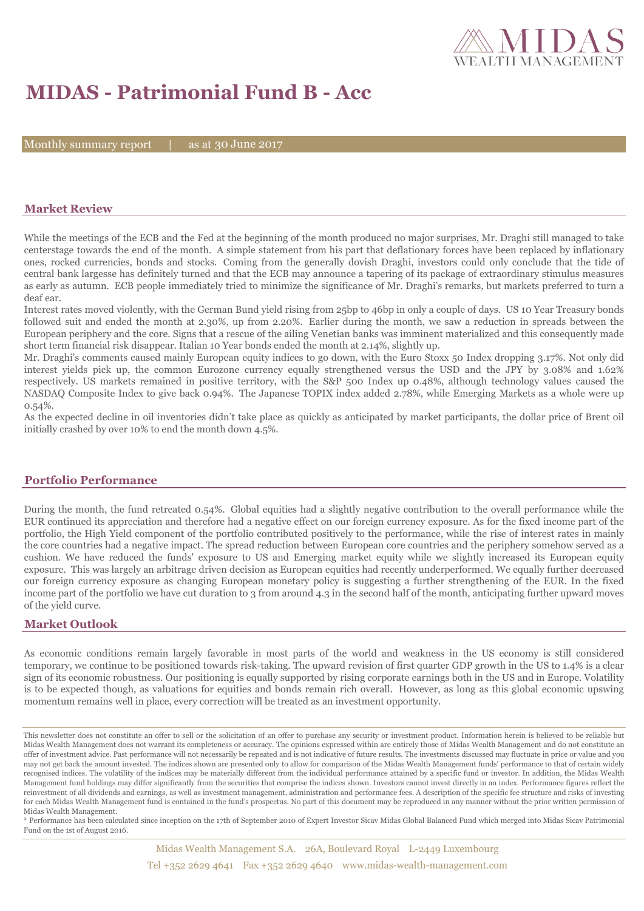# MIDAS - Patrimonial Fund B - Acc

Monthly summary report | as at 30 June 2017

## Market Review

While the meetings of the ECB and the Fed at the beginning of the month produced no major surprises, Mr. Draghi still managed to take centerstage towards the end of the month. A simple statement from his part that deflationary forces have been replaced by inflationary ones, rocked currencies, bonds and stocks. Coming from the generally dovish Draghi, investors could only conclude that the tide of central bank largesse has definitely turned and that the ECB may announce a tapering of its package of extraordinary stimulus measures as early as autumn. ECB people immediately tried to minimize the significance of Mr. Draghi's remarks, but markets preferred to turn a deaf ear.

Interest rates moved violently, with the German Bund yield rising from 25bp to 46bp in only a couple of days. US 10 Year Treasury bonds followed suit and ended the month at 2.30%, up from 2.20%. Earlier during the month, we saw a reduction in spreads between the European periphery and the core. Signs that a rescue of the ailing Venetian banks was imminent materialized and this consequently made short term financial risk disappear. Italian 10 Year bonds ended the month at 2.14%, slightly up.

Mr. Draghi's comments caused mainly European equity indices to go down, with the Euro Stoxx 50 Index dropping 3.17%. Not only did interest yields pick up, the common Eurozone currency equally strengthened versus the USD and the JPY by 3.08% and 1.62% respectively. US markets remained in positive territory, with the S&P 500 Index up 0.48%, although technology values caused the NASDAQ Composite Index to give back 0.94%. The Japanese TOPIX index added 2.78%, while Emerging Markets as a whole were up 0.54%.

As the expected decline in oil inventories didn't take place as quickly as anticipated by market participants, the dollar price of Brent oil initially crashed by over 10% to end the month down 4.5%.

## Portfolio Performance

During the month, the fund retreated 0.54%. Global equities had a slightly negative contribution to the overall performance while the EUR continued its appreciation and therefore had a negative effect on our foreign currency exposure. As for the fixed income part of the portfolio, the High Yield component of the portfolio contributed positively to the performance, while the rise of interest rates in mainly the core countries had a negative impact. The spread reduction between European core countries and the periphery somehow served as a cushion. We have reduced the funds' exposure to US and Emerging market equity while we slightly increased its European equity exposure. This was largely an arbitrage driven decision as European equities had recently underperformed. We equally further decreased our foreign currency exposure as changing European monetary policy is suggesting a further strengthening of the EUR. In the fixed income part of the portfolio we have cut duration to 3 from around 4.3 in the second half of the month, anticipating further upward moves of the yield curve.

## Market Outlook

As economic conditions remain largely favorable in most parts of the world and weakness in the US economy is still considered temporary, we continue to be positioned towards risk-taking. The upward revision of first quarter GDP growth in the US to 1.4% is a clear sign of its economic robustness. Our positioning is equally supported by rising corporate earnings both in the US and in Europe. Volatility is to be expected though, as valuations for equities and bonds remain rich overall. However, as long as this global economic upswing momentum remains well in place, every correction will be treated as an investment opportunity.

This newsletter does not constitute an offer to sell or the solicitation of an offer to purchase any security or investment product. Information herein is believed to be reliable but Midas Wealth Management does not warrant its completeness or accuracy. The opinions expressed within are entirely those of Midas Wealth Management and do not constitute an offer of investment advice. Past performance will not necessarily be repeated and is not indicative of future results. The investments discussed may fluctuate in price or value and you may not get back the amount invested. The indices shown are presented only to allow for comparison of the Midas Wealth Management funds' performance to that of certain widely recognised indices. The volatility of the indices may be materially different from the individual performance attained by a specific fund or investor. In addition, the Midas Wealth Management fund holdings may differ significantly from the securities that comprise the indices shown. Investors cannot invest directly in an index. Performance figures reflect the reinvestment of all dividends and earnings, as well as investment management, administration and performance fees. A description of the specific fee structure and risks of investing for each Midas Wealth Management fund is contained in the fund's prospectus. No part of this document may be reproduced in any manner without the prior written permission of Midas Wealth Management.

* Performance has been calculated since inception on the 17th of September 2010 of Expert Investor Sicav Midas Global Balanced Fund which merged into Midas Sicav Patrimonial Fund on the 1st of August 2016.

Midas Wealth Management S.A. 26A, Boulevard Royal L-2449 Luxembourg

Tel +352 2629 4641 Fax +352 2629 4640 www.midas-wealth-management.com